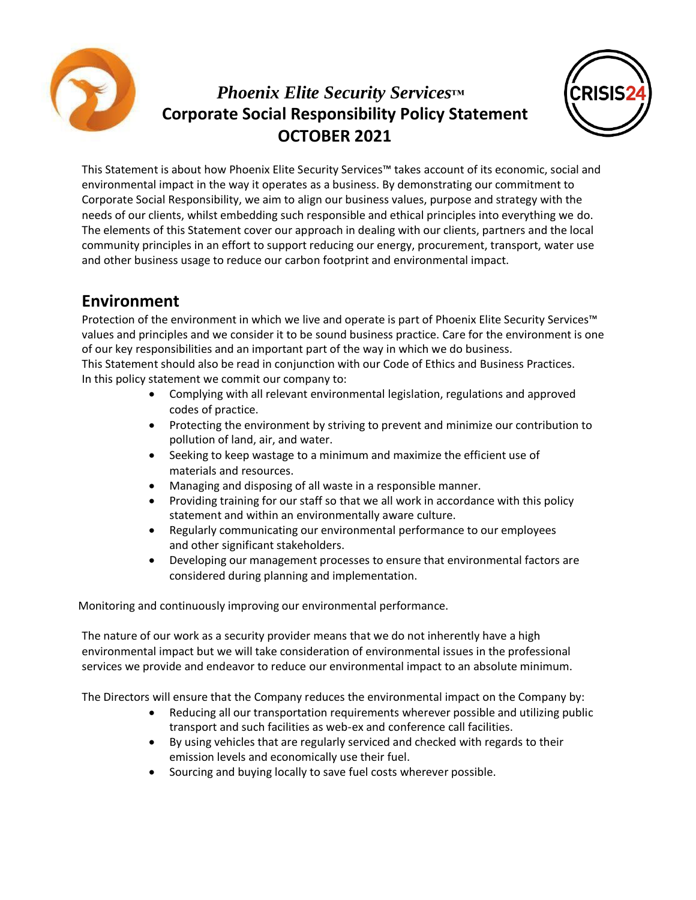# *Phoenix Elite Security Services™*
# **Corporate Social Responsibility Policy Statement**
# **OCTOBER 2021**

This Statement is about how Phoenix Elite Security Services™ takes account of its economic, social and environmental impact in the way it operates as a business. By demonstrating our commitment to Corporate Social Responsibility, we aim to align our business values, purpose and strategy with the needs of our clients, whilst embedding such responsible and ethical principles into everything we do. The elements of this Statement cover our approach in dealing with our clients, partners and the local community principles in an effort to support reducing our energy, procurement, transport, water use and other business usage to reduce our carbon footprint and environmental impact.

## Environment

Protection of the environment in which we live and operate is part of Phoenix Elite Security Services™ values and principles and we consider it to be sound business practice. Care for the environment is one of our key responsibilities and an important part of the way in which we do business.
This Statement should also be read in conjunction with our Code of Ethics and Business Practices.
In this policy statement we commit our company to:

- Complying with all relevant environmental legislation, regulations and approved codes of practice.
- Protecting the environment by striving to prevent and minimize our contribution to pollution of land, air, and water.
- Seeking to keep wastage to a minimum and maximize the efficient use of materials and resources.
- Managing and disposing of all waste in a responsible manner.
- Providing training for our staff so that we all work in accordance with this policy statement and within an environmentally aware culture.
- Regularly communicating our environmental performance to our employees and other significant stakeholders.
- Developing our management processes to ensure that environmental factors are considered during planning and implementation.

Monitoring and continuously improving our environmental performance.

The nature of our work as a security provider means that we do not inherently have a high environmental impact but we will take consideration of environmental issues in the professional services we provide and endeavor to reduce our environmental impact to an absolute minimum.

The Directors will ensure that the Company reduces the environmental impact on the Company by:

- Reducing all our transportation requirements wherever possible and utilizing public transport and such facilities as web-ex and conference call facilities.
- By using vehicles that are regularly serviced and checked with regards to their emission levels and economically use their fuel.
- Sourcing and buying locally to save fuel costs wherever possible.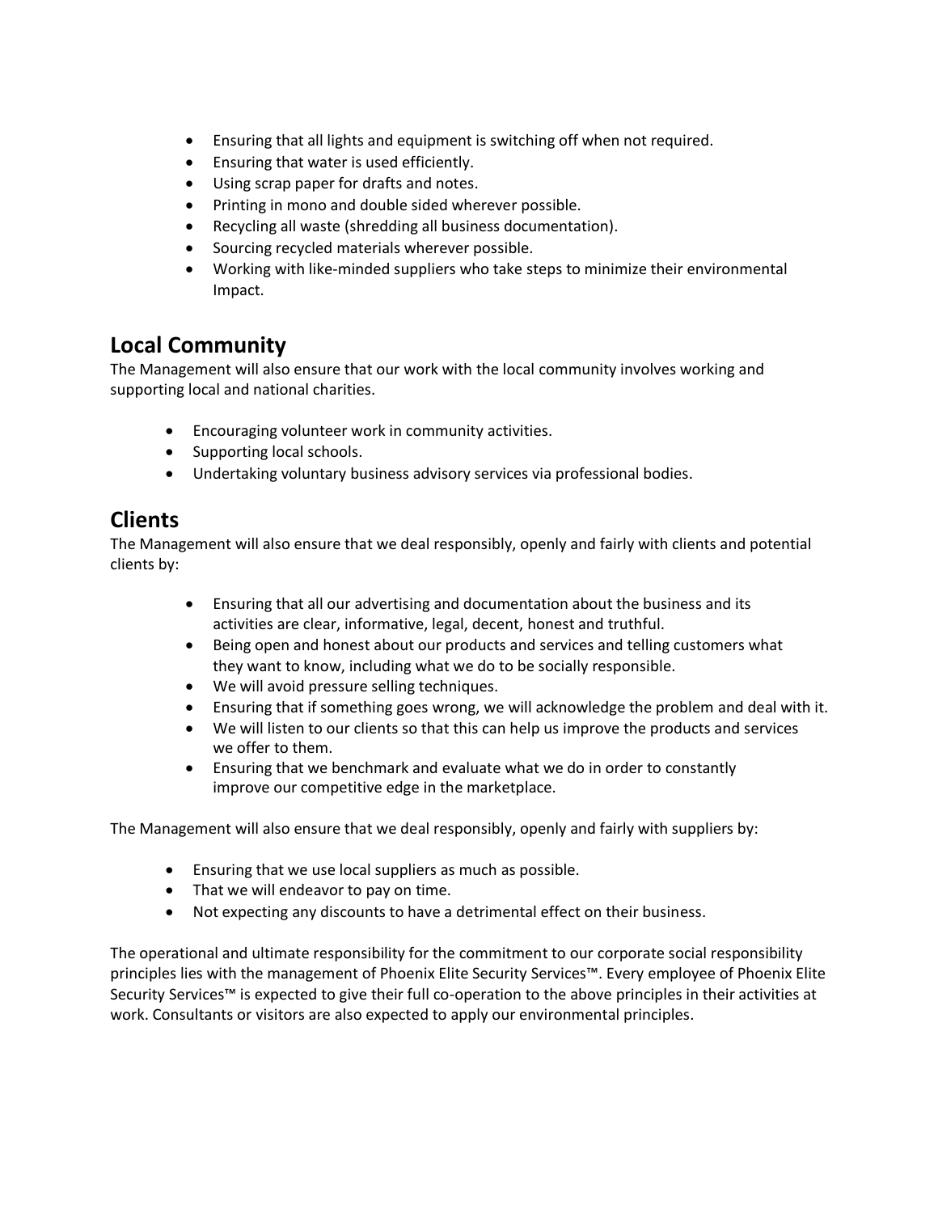- Ensuring that all lights and equipment is switching off when not required.
- Ensuring that water is used efficiently.
- Using scrap paper for drafts and notes.
- Printing in mono and double sided wherever possible.
- Recycling all waste (shredding all business documentation).
- Sourcing recycled materials wherever possible.
- Working with like-minded suppliers who take steps to minimize their environmental Impact.

## Local Community

The Management will also ensure that our work with the local community involves working and supporting local and national charities.

- Encouraging volunteer work in community activities.
- Supporting local schools.
- Undertaking voluntary business advisory services via professional bodies.

## Clients

The Management will also ensure that we deal responsibly, openly and fairly with clients and potential clients by:

- Ensuring that all our advertising and documentation about the business and its activities are clear, informative, legal, decent, honest and truthful.
- Being open and honest about our products and services and telling customers what they want to know, including what we do to be socially responsible.
- We will avoid pressure selling techniques.
- Ensuring that if something goes wrong, we will acknowledge the problem and deal with it.
- We will listen to our clients so that this can help us improve the products and services we offer to them.
- Ensuring that we benchmark and evaluate what we do in order to constantly improve our competitive edge in the marketplace.

The Management will also ensure that we deal responsibly, openly and fairly with suppliers by:

- Ensuring that we use local suppliers as much as possible.
- That we will endeavor to pay on time.
- Not expecting any discounts to have a detrimental effect on their business.

The operational and ultimate responsibility for the commitment to our corporate social responsibility principles lies with the management of Phoenix Elite Security Services™. Every employee of Phoenix Elite Security Services™ is expected to give their full co-operation to the above principles in their activities at work. Consultants or visitors are also expected to apply our environmental principles.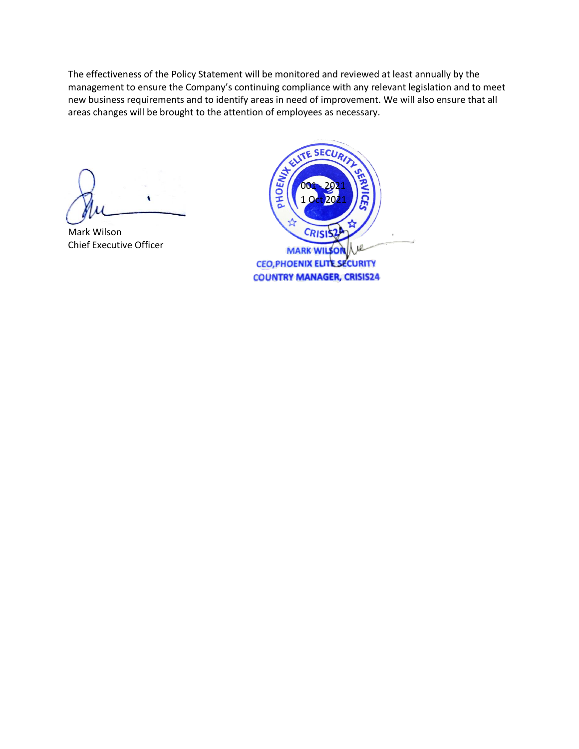The effectiveness of the Policy Statement will be monitored and reviewed at least annually by the management to ensure the Company's continuing compliance with any relevant legislation and to meet new business requirements and to identify areas in need of improvement. We will also ensure that all areas changes will be brought to the attention of employees as necessary.

Mark Wilson
Chief Executive Officer

PHOENIX ELITE SECURITY SERVICES
001 - 2021
1 Oct 2021
CRISIS24
MARK WILSON
CEO,PHOENIX ELITE SECURITY
COUNTRY MANAGER, CRISIS24